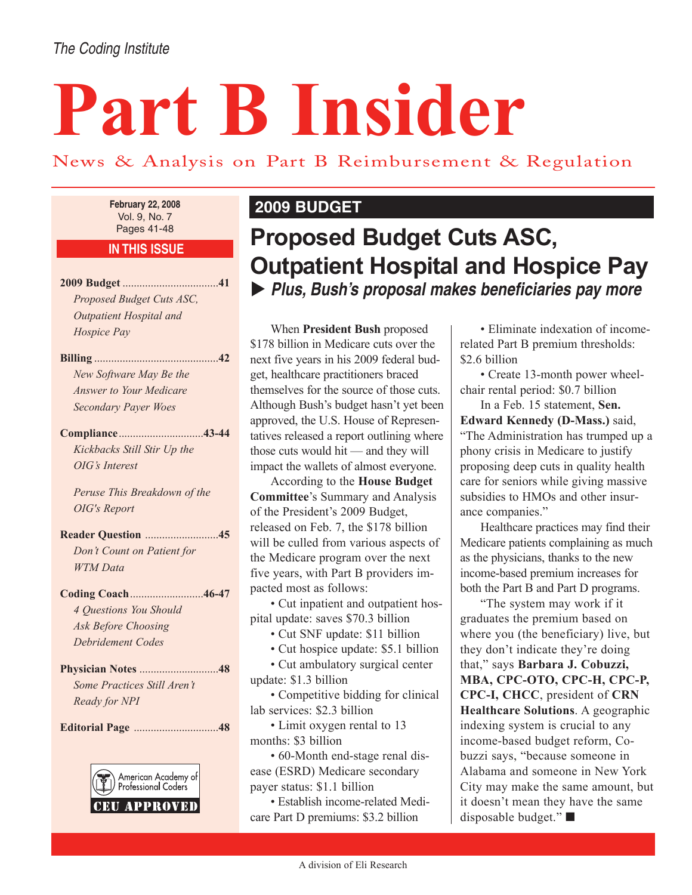The Coding Institute

# Part B Insider

News & Analysis on Part B Reimbursement & Regulation

**February 22, 2008**
Vol. 9, No. 7

## IN THIS ISSUE

**2009 Budget** ..................................41
*Proposed Budget Cuts ASC, Outpatient Hospital and Hospice Pay*

**Billing** ............................................42
*New Software May Be the Answer to Your Medicare Secondary Payer Woes*

**Compliance** .............................43-44
*Kickbacks Still Stir Up the OIG's Interest*

*Peruse This Breakdown of the OIG's Report*

**Reader Question** ..........................45
*Don't Count on Patient for WTM Data*

**Coding Coach**..........................46-47
*4 Questions You Should Ask Before Choosing Debridement Codes*

**Physician Notes** ............................48
*Some Practices Still Aren't Ready for NPI*

**Editorial Page** ..............................48

American Academy of Professional Coders
CEU APPROVED

## 2009 BUDGET

# Proposed Budget Cuts ASC, Outpatient Hospital and Hospice Pay

### ▶ *Plus, Bush's proposal makes beneficiaries pay more*

When **President Bush** proposed $178 billion in Medicare cuts over the next five years in his 2009 federal budget, healthcare practitioners braced themselves for the source of those cuts. Although Bush's budget hasn't yet been approved, the U.S. House of Representatives released a report outlining where those cuts would hit — and they will impact the wallets of almost everyone.

According to the **House Budget Committee**'s Summary and Analysis of the President's 2009 Budget, released on Feb. 7, the $178 billion will be culled from various aspects of the Medicare program over the next five years, with Part B providers impacted most as follows:

- Cut inpatient and outpatient hospital update: saves $70.3 billion
- Cut SNF update: $11 billion
- Cut hospice update: $5.1 billion
- Cut ambulatory surgical center update: $1.3 billion
- Competitive bidding for clinical lab services: $2.3 billion
- Limit oxygen rental to 13 months: $3 billion
- 60-Month end-stage renal disease (ESRD) Medicare secondary payer status: $1.1 billion
- Establish income-related Medicare Part D premiums: $3.2 billion
- Eliminate indexation of income-related Part B premium thresholds: $2.6 billion
- Create 13-month power wheelchair rental period: $0.7 billion

In a Feb. 15 statement, **Sen. Edward Kennedy (D-Mass.)** said, "The Administration has trumped up a phony crisis in Medicare to justify proposing deep cuts in quality health care for seniors while giving massive subsidies to HMOs and other insurance companies."

Healthcare practices may find their Medicare patients complaining as much as the physicians, thanks to the new income-based premium increases for both the Part B and Part D programs.

"The system may work if it graduates the premium based on where you (the beneficiary) live, but they don't indicate they're doing that," says **Barbara J. Cobuzzi, MBA, CPC-OTO, CPC-H, CPC-P, CPC-I, CHCC**, president of **CRN Healthcare Solutions**. A geographic indexing system is crucial to any income-based budget reform, Cobuzzi says, "because someone in Alabama and someone in New York City may make the same amount, but it doesn't mean they have the same disposable budget." ■

A division of Eli Research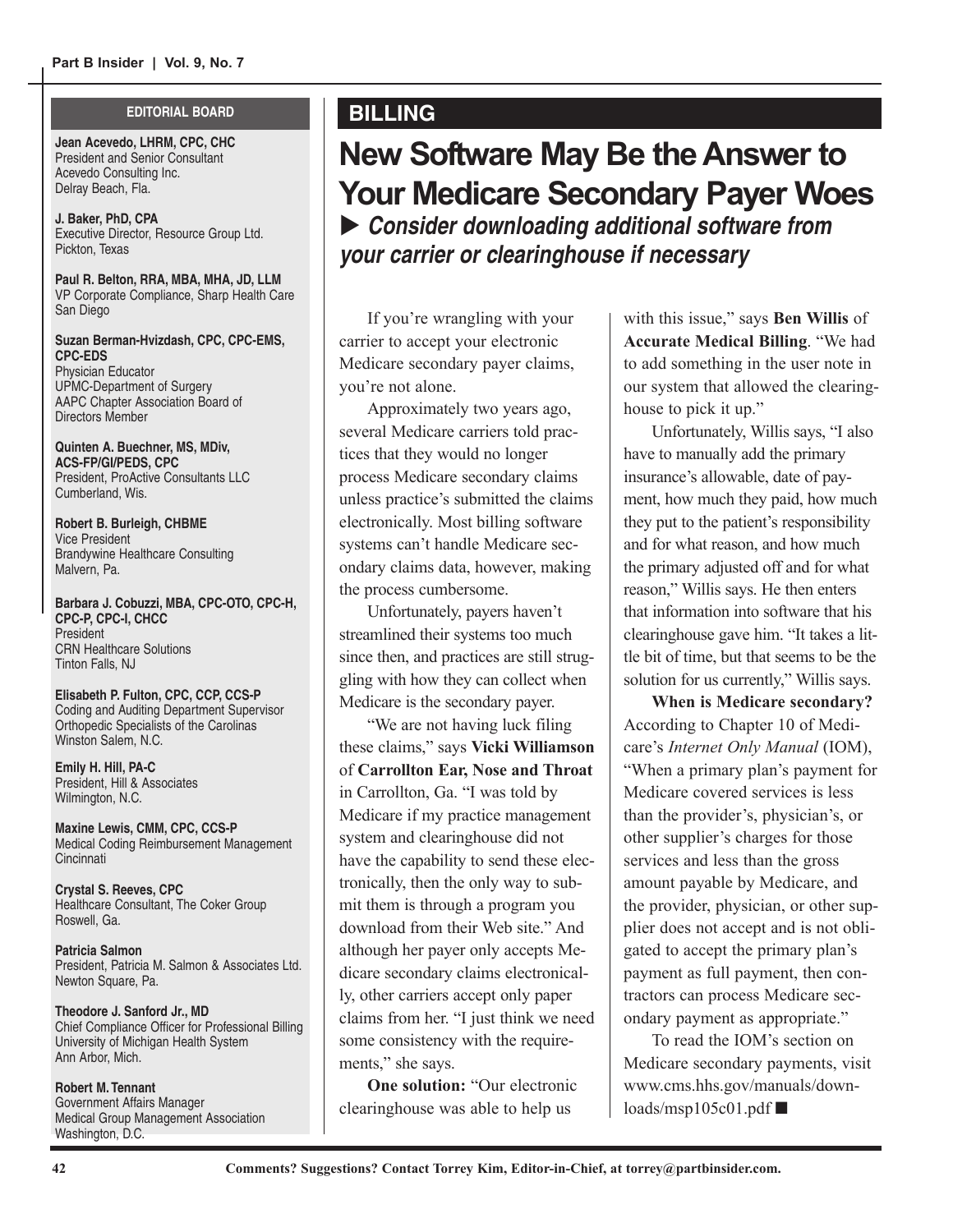## EDITORIAL BOARD

**Jean Acevedo, LHRM, CPC, CHC**
President and Senior Consultant
Acevedo Consulting Inc.
Delray Beach, Fla.

**J. Baker, PhD, CPA**
Executive Director, Resource Group Ltd.
Pickton, Texas

**Paul R. Belton, RRA, MBA, MHA, JD, LLM**
VP Corporate Compliance, Sharp Health Care
San Diego

**Suzan Berman-Hvizdash, CPC, CPC-EMS, CPC-EDS**
Physician Educator
UPMC-Department of Surgery
AAPC Chapter Association Board of Directors Member

**Quinten A. Buechner, MS, MDiv, ACS-FP/GI/PEDS, CPC**
President, ProActive Consultants LLC
Cumberland, Wis.

**Robert B. Burleigh, CHBME**
Vice President
Brandywine Healthcare Consulting
Malvern, Pa.

**Barbara J. Cobuzzi, MBA, CPC-OTO, CPC-H, CPC-P, CPC-I, CHCC**
President
CRN Healthcare Solutions
Tinton Falls, NJ

**Elisabeth P. Fulton, CPC, CCP, CCS-P**
Coding and Auditing Department Supervisor
Orthopedic Specialists of the Carolinas
Winston Salem, N.C.

**Emily H. Hill, PA-C**
President, Hill & Associates
Wilmington, N.C.

**Maxine Lewis, CMM, CPC, CCS-P**
Medical Coding Reimbursement Management
Cincinnati

**Crystal S. Reeves, CPC**
Healthcare Consultant, The Coker Group
Roswell, Ga.

**Patricia Salmon**
President, Patricia M. Salmon & Associates Ltd.
Newton Square, Pa.

**Theodore J. Sanford Jr., MD**
Chief Compliance Officer for Professional Billing
University of Michigan Health System
Ann Arbor, Mich.

**Robert M. Tennant**
Government Affairs Manager
Medical Group Management Association
Washington, D.C.

## BILLING

# New Software May Be the Answer to Your Medicare Secondary Payer Woes

***▶ Consider downloading additional software from your carrier or clearinghouse if necessary***

If you're wrangling with your carrier to accept your electronic Medicare secondary payer claims, you're not alone.

Approximately two years ago, several Medicare carriers told practices that they would no longer process Medicare secondary claims unless practice's submitted the claims electronically. Most billing software systems can't handle Medicare secondary claims data, however, making the process cumbersome.

Unfortunately, payers haven't streamlined their systems too much since then, and practices are still struggling with how they can collect when Medicare is the secondary payer.

"We are not having luck filing these claims," says **Vicki Williamson** of **Carrollton Ear, Nose and Throat** in Carrollton, Ga. "I was told by Medicare if my practice management system and clearinghouse did not have the capability to send these electronically, then the only way to submit them is through a program you download from their Web site." And although her payer only accepts Medicare secondary claims electronically, other carriers accept only paper claims from her. "I just think we need some consistency with the requirements," she says.

**One solution:** "Our electronic clearinghouse was able to help us with this issue," says **Ben Willis** of **Accurate Medical Billing**. "We had to add something in the user note in our system that allowed the clearinghouse to pick it up."

Unfortunately, Willis says, "I also have to manually add the primary insurance's allowable, date of payment, how much they paid, how much they put to the patient's responsibility and for what reason, and how much the primary adjusted off and for what reason," Willis says. He then enters that information into software that his clearinghouse gave him. "It takes a little bit of time, but that seems to be the solution for us currently," Willis says.

**When is Medicare secondary?** According to Chapter 10 of Medicare's *Internet Only Manual* (IOM), "When a primary plan's payment for Medicare covered services is less than the provider's, physician's, or other supplier's charges for those services and less than the gross amount payable by Medicare, and the provider, physician, or other supplier does not accept and is not obligated to accept the primary plan's payment as full payment, then contractors can process Medicare secondary payment as appropriate."

To read the IOM's section on Medicare secondary payments, visit www.cms.hhs.gov/manuals/downloads/msp105c01.pdf ■

Comments? Suggestions? Contact Torrey Kim, Editor-in-Chief, at torrey@partbinsider.com.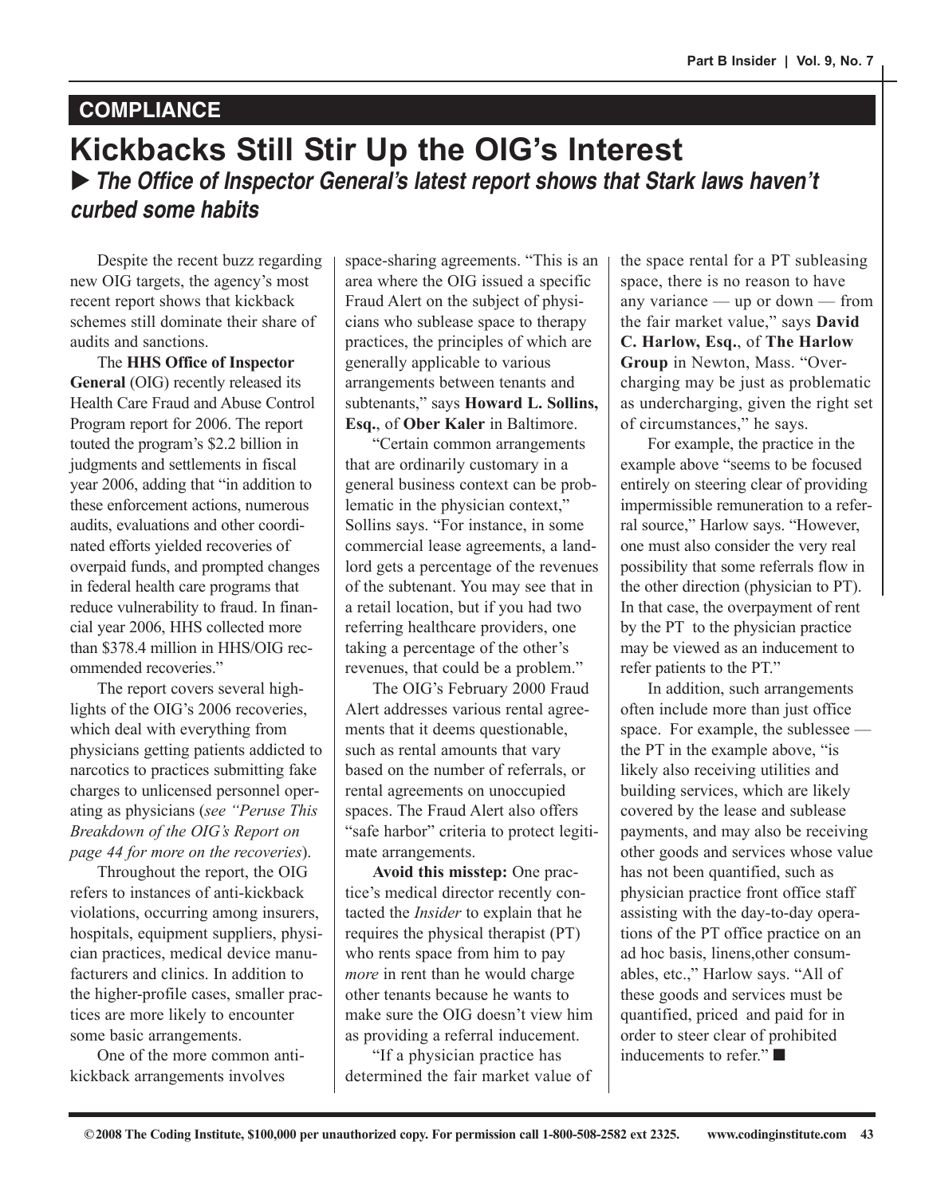## COMPLIANCE

# Kickbacks Still Stir Up the OIG's Interest

▶ ***The Office of Inspector General's latest report shows that Stark laws haven't curbed some habits***

Despite the recent buzz regarding new OIG targets, the agency's most recent report shows that kickback schemes still dominate their share of audits and sanctions.

The **HHS Office of Inspector General** (OIG) recently released its Health Care Fraud and Abuse Control Program report for 2006. The report touted the program's $2.2 billion in judgments and settlements in fiscal year 2006, adding that "in addition to these enforcement actions, numerous audits, evaluations and other coordinated efforts yielded recoveries of overpaid funds, and prompted changes in federal health care programs that reduce vulnerability to fraud. In financial year 2006, HHS collected more than $378.4 million in HHS/OIG recommended recoveries."

The report covers several highlights of the OIG's 2006 recoveries, which deal with everything from physicians getting patients addicted to narcotics to practices submitting fake charges to unlicensed personnel operating as physicians (*see "Peruse This Breakdown of the OIG's Report on page 44 for more on the recoveries*).

Throughout the report, the OIG refers to instances of anti-kickback violations, occurring among insurers, hospitals, equipment suppliers, physician practices, medical device manufacturers and clinics. In addition to the higher-profile cases, smaller practices are more likely to encounter some basic arrangements.

One of the more common anti-kickback arrangements involves space-sharing agreements. "This is an area where the OIG issued a specific Fraud Alert on the subject of physicians who sublease space to therapy practices, the principles of which are generally applicable to various arrangements between tenants and subtenants," says **Howard L. Sollins, Esq.**, of **Ober Kaler** in Baltimore.

"Certain common arrangements that are ordinarily customary in a general business context can be problematic in the physician context," Sollins says. "For instance, in some commercial lease agreements, a landlord gets a percentage of the revenues of the subtenant. You may see that in a retail location, but if you had two referring healthcare providers, one taking a percentage of the other's revenues, that could be a problem."

The OIG's February 2000 Fraud Alert addresses various rental agreements that it deems questionable, such as rental amounts that vary based on the number of referrals, or rental agreements on unoccupied spaces. The Fraud Alert also offers "safe harbor" criteria to protect legitimate arrangements.

**Avoid this misstep:** One practice's medical director recently contacted the *Insider* to explain that he requires the physical therapist (PT) who rents space from him to pay *more* in rent than he would charge other tenants because he wants to make sure the OIG doesn't view him as providing a referral inducement.

"If a physician practice has determined the fair market value of the space rental for a PT subleasing space, there is no reason to have any variance — up or down — from the fair market value," says **David C. Harlow, Esq.**, of **The Harlow Group** in Newton, Mass. "Overcharging may be just as problematic as undercharging, given the right set of circumstances," he says.

For example, the practice in the example above "seems to be focused entirely on steering clear of providing impermissible remuneration to a referral source," Harlow says. "However, one must also consider the very real possibility that some referrals flow in the other direction (physician to PT). In that case, the overpayment of rent by the PT to the physician practice may be viewed as an inducement to refer patients to the PT."

In addition, such arrangements often include more than just office space. For example, the sublessee — the PT in the example above, "is likely also receiving utilities and building services, which are likely covered by the lease and sublease payments, and may also be receiving other goods and services whose value has not been quantified, such as physician practice front office staff assisting with the day-to-day operations of the PT office practice on an ad hoc basis, linens,other consumables, etc.," Harlow says. "All of these goods and services must be quantified, priced and paid for in order to steer clear of prohibited inducements to refer." ■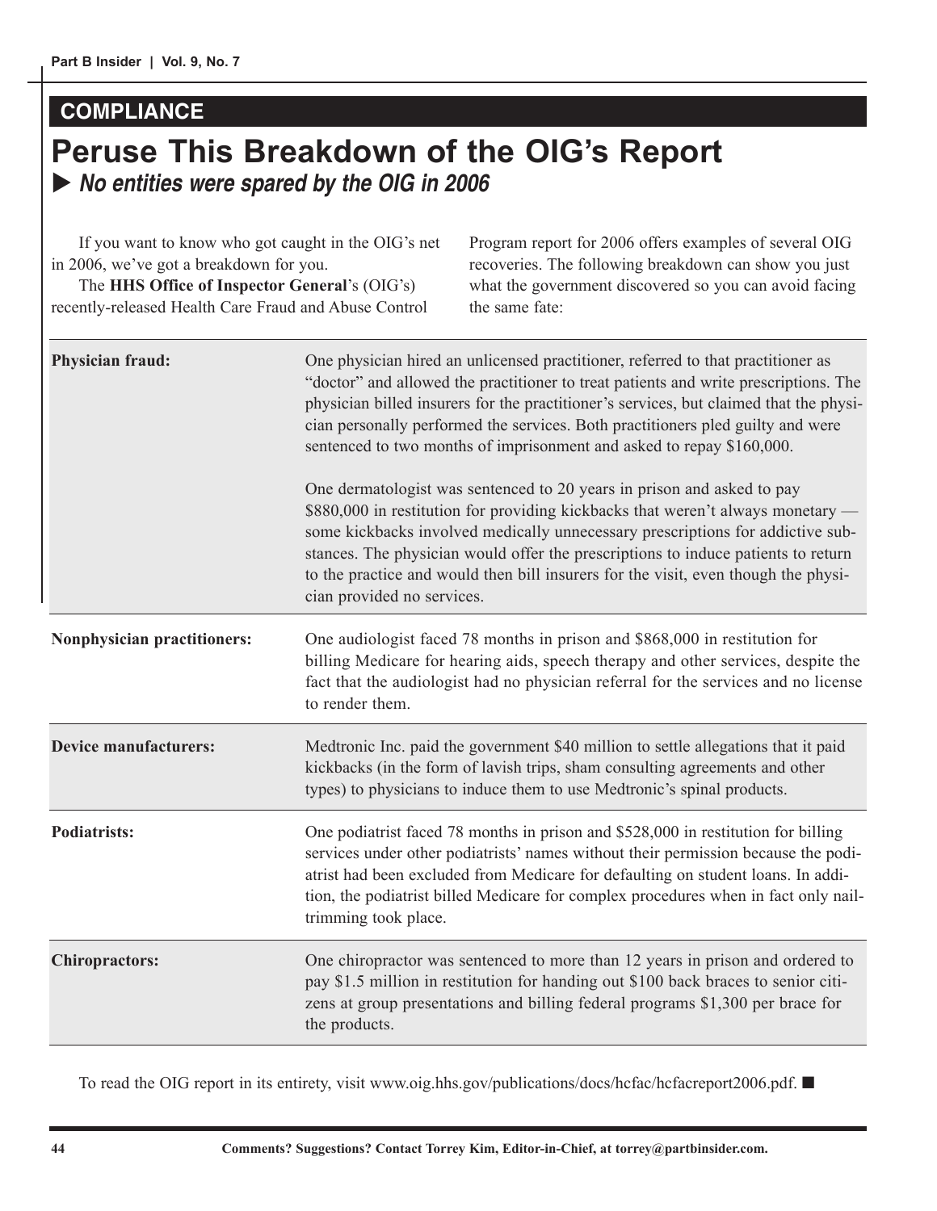## COMPLIANCE

# Peruse This Breakdown of the OIG's Report

▶ ***No entities were spared by the OIG in 2006***

If you want to know who got caught in the OIG's net in 2006, we've got a breakdown for you.

The **HHS Office of Inspector General**'s (OIG's) recently-released Health Care Fraud and Abuse Control Program report for 2006 offers examples of several OIG recoveries. The following breakdown can show you just what the government discovered so you can avoid facing the same fate:

| | |
|---|---|
| **Physician fraud:** | One physician hired an unlicensed practitioner, referred to that practitioner as "doctor" and allowed the practitioner to treat patients and write prescriptions. The physician billed insurers for the practitioner's services, but claimed that the physician personally performed the services. Both practitioners pled guilty and were sentenced to two months of imprisonment and asked to repay $160,000.<br><br>One dermatologist was sentenced to 20 years in prison and asked to pay $880,000 in restitution for providing kickbacks that weren't always monetary — some kickbacks involved medically unnecessary prescriptions for addictive substances. The physician would offer the prescriptions to induce patients to return to the practice and would then bill insurers for the visit, even though the physician provided no services. |
| **Nonphysician practitioners:** | One audiologist faced 78 months in prison and $868,000 in restitution for billing Medicare for hearing aids, speech therapy and other services, despite the fact that the audiologist had no physician referral for the services and no license to render them. |
| **Device manufacturers:** | Medtronic Inc. paid the government $40 million to settle allegations that it paid kickbacks (in the form of lavish trips, sham consulting agreements and other types) to physicians to induce them to use Medtronic's spinal products. |
| **Podiatrists:** | One podiatrist faced 78 months in prison and $528,000 in restitution for billing services under other podiatrists' names without their permission because the podiatrist had been excluded from Medicare for defaulting on student loans. In addition, the podiatrist billed Medicare for complex procedures when in fact only nail-trimming took place. |
| **Chiropractors:** | One chiropractor was sentenced to more than 12 years in prison and ordered to pay $1.5 million in restitution for handing out $100 back braces to senior citizens at group presentations and billing federal programs $1,300 per brace for the products. |

To read the OIG report in its entirety, visit www.oig.hhs.gov/publications/docs/hcfac/hcfacreport2006.pdf. ■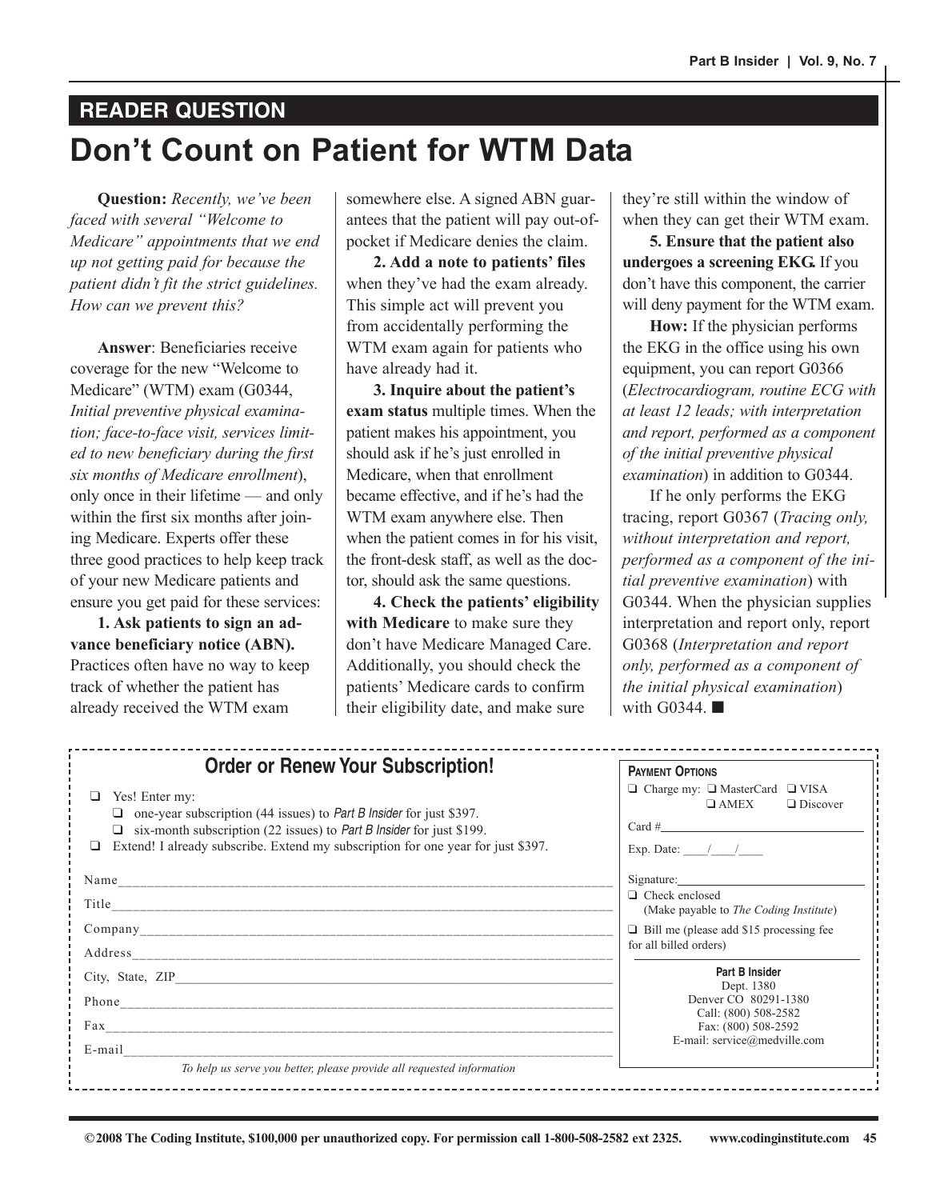## READER QUESTION

# Don't Count on Patient for WTM Data

**Question:** *Recently, we've been faced with several "Welcome to Medicare" appointments that we end up not getting paid for because the patient didn't fit the strict guidelines. How can we prevent this?*

**Answer**: Beneficiaries receive coverage for the new "Welcome to Medicare" (WTM) exam (G0344, *Initial preventive physical examination; face-to-face visit, services limited to new beneficiary during the first six months of Medicare enrollment*), only once in their lifetime — and only within the first six months after joining Medicare. Experts offer these three good practices to help keep track of your new Medicare patients and ensure you get paid for these services:

**1. Ask patients to sign an advance beneficiary notice (ABN).** Practices often have no way to keep track of whether the patient has already received the WTM exam somewhere else. A signed ABN guarantees that the patient will pay out-of-pocket if Medicare denies the claim.

**2. Add a note to patients' files** when they've had the exam already. This simple act will prevent you from accidentally performing the WTM exam again for patients who have already had it.

**3. Inquire about the patient's exam status** multiple times. When the patient makes his appointment, you should ask if he's just enrolled in Medicare, when that enrollment became effective, and if he's had the WTM exam anywhere else. Then when the patient comes in for his visit, the front-desk staff, as well as the doctor, should ask the same questions.

**4. Check the patients' eligibility with Medicare** to make sure they don't have Medicare Managed Care. Additionally, you should check the patients' Medicare cards to confirm their eligibility date, and make sure they're still within the window of when they can get their WTM exam.

**5. Ensure that the patient also undergoes a screening EKG.** If you don't have this component, the carrier will deny payment for the WTM exam.

**How:** If the physician performs the EKG in the office using his own equipment, you can report G0366 (*Electrocardiogram, routine ECG with at least 12 leads; with interpretation and report, performed as a component of the initial preventive physical examination*) in addition to G0344.

If he only performs the EKG tracing, report G0367 (*Tracing only, without interpretation and report, performed as a component of the initial preventive examination*) with G0344. When the physician supplies interpretation and report only, report G0368 (*Interpretation and report only, performed as a component of the initial physical examination*) with G0344. ■

---

## Order or Renew Your Subscription!

- ❑ Yes! Enter my:
  - ❑ one-year subscription (44 issues) to *Part B Insider* for just $397.
  - ❑ six-month subscription (22 issues) to *Part B Insider* for just $199.
- ❑ Extend! I already subscribe. Extend my subscription for one year for just $397.

Name\_\_\_\_\_\_\_\_\_\_\_\_\_\_\_\_\_\_\_\_\_\_\_\_\_\_\_\_\_\_\_\_\_\_\_\_

Title\_\_\_\_\_\_\_\_\_\_\_\_\_\_\_\_\_\_\_\_\_\_\_\_\_\_\_\_\_\_\_\_\_\_\_\_

Company\_\_\_\_\_\_\_\_\_\_\_\_\_\_\_\_\_\_\_\_\_\_\_\_\_\_\_\_\_\_\_\_\_\_\_\_

Address\_\_\_\_\_\_\_\_\_\_\_\_\_\_\_\_\_\_\_\_\_\_\_\_\_\_\_\_\_\_\_\_\_\_\_\_

City, State, ZIP\_\_\_\_\_\_\_\_\_\_\_\_\_\_\_\_\_\_\_\_\_\_\_\_\_\_\_\_\_\_\_\_\_\_\_\_

Phone\_\_\_\_\_\_\_\_\_\_\_\_\_\_\_\_\_\_\_\_\_\_\_\_\_\_\_\_\_\_\_\_\_\_\_\_

Fax\_\_\_\_\_\_\_\_\_\_\_\_\_\_\_\_\_\_\_\_\_\_\_\_\_\_\_\_\_\_\_\_\_\_\_\_

E-mail\_\_\_\_\_\_\_\_\_\_\_\_\_\_\_\_\_\_\_\_\_\_\_\_\_\_\_\_\_\_\_\_\_\_\_\_

*To help us serve you better, please provide all requested information*

**PAYMENT OPTIONS**

❑ Charge my: ❑ MasterCard ❑ VISA ❑ AMEX ❑ Discover

Card #\_\_\_\_\_\_\_\_\_\_\_\_\_\_\_\_\_\_\_\_

Exp. Date: \_\_\_\_/\_\_\_\_/\_\_\_\_

Signature:\_\_\_\_\_\_\_\_\_\_\_\_\_\_\_\_\_\_\_\_

❑ Check enclosed (Make payable to *The Coding Institute*)

❑ Bill me (please add $15 processing fee for all billed orders)

**Part B Insider**
Dept. 1380
Denver CO 80291-1380
Call: (800) 508-2582
Fax: (800) 508-2592
E-mail: service@medville.com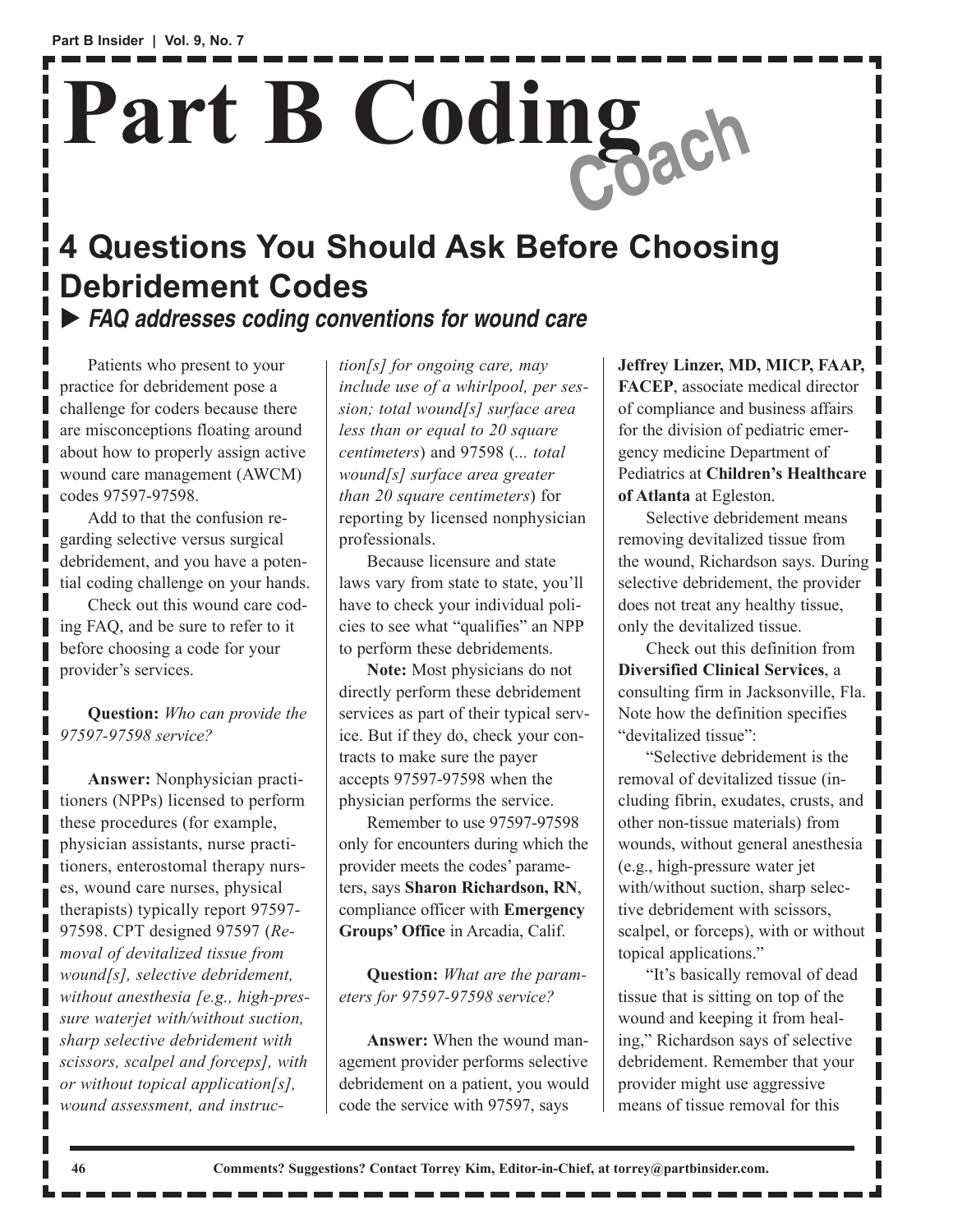# Part B Coding Coach

## 4 Questions You Should Ask Before Choosing Debridement Codes

▶ ***FAQ addresses coding conventions for wound care***

Patients who present to your practice for debridement pose a challenge for coders because there are misconceptions floating around about how to properly assign active wound care management (AWCM) codes 97597-97598.

Add to that the confusion regarding selective versus surgical debridement, and you have a potential coding challenge on your hands.

Check out this wound care coding FAQ, and be sure to refer to it before choosing a code for your provider's services.

**Question:** *Who can provide the 97597-97598 service?*

**Answer:** Nonphysician practitioners (NPPs) licensed to perform these procedures (for example, physician assistants, nurse practitioners, enterostomal therapy nurses, wound care nurses, physical therapists) typically report 97597-97598. CPT designed 97597 (*Removal of devitalized tissue from wound[s], selective debridement, without anesthesia [e.g., high-pressure waterjet with/without suction, sharp selective debridement with scissors, scalpel and forceps], with or without topical application[s], wound assessment, and instruction[s] for ongoing care, may include use of a whirlpool, per session; total wound[s] surface area less than or equal to 20 square centimeters*) and 97598 (*... total wound[s] surface area greater than 20 square centimeters*) for reporting by licensed nonphysician professionals.

Because licensure and state laws vary from state to state, you'll have to check your individual policies to see what "qualifies" an NPP to perform these debridements.

**Note:** Most physicians do not directly perform these debridement services as part of their typical service. But if they do, check your contracts to make sure the payer accepts 97597-97598 when the physician performs the service.

Remember to use 97597-97598 only for encounters during which the provider meets the codes' parameters, says **Sharon Richardson, RN**, compliance officer with **Emergency Groups' Office** in Arcadia, Calif.

**Question:** *What are the parameters for 97597-97598 service?*

**Answer:** When the wound management provider performs selective debridement on a patient, you would code the service with 97597, says **Jeffrey Linzer, MD, MICP, FAAP, FACEP**, associate medical director of compliance and business affairs for the division of pediatric emergency medicine Department of Pediatrics at **Children's Healthcare of Atlanta** at Egleston.

Selective debridement means removing devitalized tissue from the wound, Richardson says. During selective debridement, the provider does not treat any healthy tissue, only the devitalized tissue.

Check out this definition from **Diversified Clinical Services**, a consulting firm in Jacksonville, Fla. Note how the definition specifies "devitalized tissue":

"Selective debridement is the removal of devitalized tissue (including fibrin, exudates, crusts, and other non-tissue materials) from wounds, without general anesthesia (e.g., high-pressure water jet with/without suction, sharp selective debridement with scissors, scalpel, or forceps), with or without topical applications."

"It's basically removal of dead tissue that is sitting on top of the wound and keeping it from healing," Richardson says of selective debridement. Remember that your provider might use aggressive means of tissue removal for this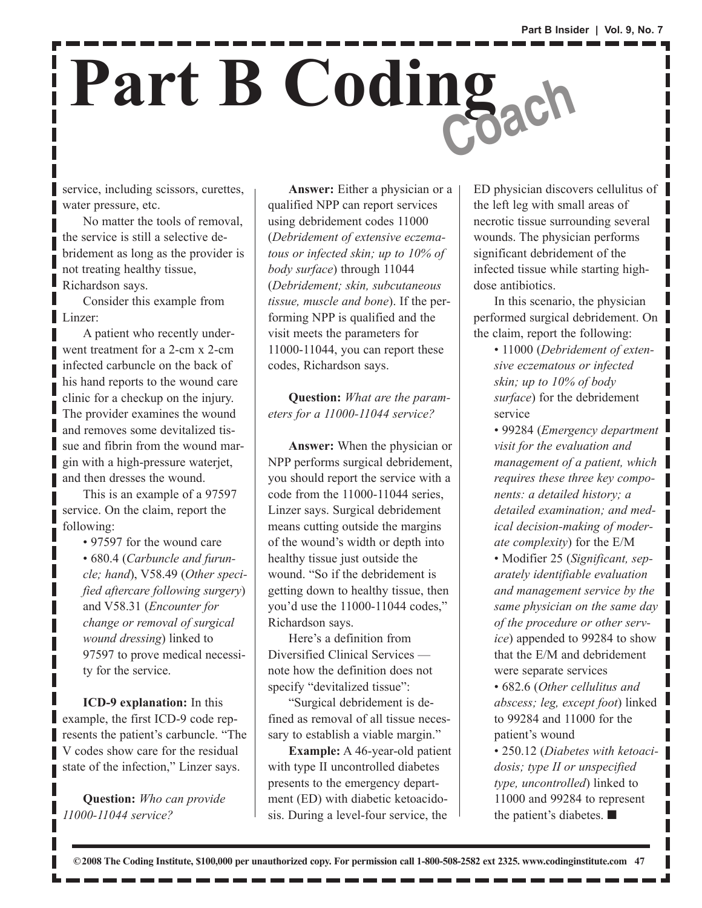# Part B Coding Coach

service, including scissors, curettes, water pressure, etc.

No matter the tools of removal, the service is still a selective debridement as long as the provider is not treating healthy tissue, Richardson says.

Consider this example from Linzer:

A patient who recently underwent treatment for a 2-cm x 2-cm infected carbuncle on the back of his hand reports to the wound care clinic for a checkup on the injury. The provider examines the wound and removes some devitalized tissue and fibrin from the wound margin with a high-pressure waterjet, and then dresses the wound.

This is an example of a 97597 service. On the claim, report the following:

- 97597 for the wound care
- 680.4 (*Carbuncle and furuncle; hand*), V58.49 (*Other specified aftercare following surgery*) and V58.31 (*Encounter for change or removal of surgical wound dressing*) linked to 97597 to prove medical necessity for the service.

**ICD-9 explanation:** In this example, the first ICD-9 code represents the patient's carbuncle. "The V codes show care for the residual state of the infection," Linzer says.

**Question:** *Who can provide 11000-11044 service?*

**Answer:** Either a physician or a qualified NPP can report services using debridement codes 11000 (*Debridement of extensive eczematous or infected skin; up to 10% of body surface*) through 11044 (*Debridement; skin, subcutaneous tissue, muscle and bone*). If the performing NPP is qualified and the visit meets the parameters for 11000-11044, you can report these codes, Richardson says.

**Question:** *What are the parameters for a 11000-11044 service?*

**Answer:** When the physician or NPP performs surgical debridement, you should report the service with a code from the 11000-11044 series, Linzer says. Surgical debridement means cutting outside the margins of the wound's width or depth into healthy tissue just outside the wound. "So if the debridement is getting down to healthy tissue, then you'd use the 11000-11044 codes," Richardson says.

Here's a definition from Diversified Clinical Services — note how the definition does not specify "devitalized tissue":

"Surgical debridement is defined as removal of all tissue necessary to establish a viable margin."

**Example:** A 46-year-old patient with type II uncontrolled diabetes presents to the emergency department (ED) with diabetic ketoacidosis. During a level-four service, the ED physician discovers cellulitus of the left leg with small areas of necrotic tissue surrounding several wounds. The physician performs significant debridement of the infected tissue while starting high-dose antibiotics.

In this scenario, the physician performed surgical debridement. On the claim, report the following:

- 11000 (*Debridement of extensive eczematous or infected skin; up to 10% of body surface*) for the debridement service
- 99284 (*Emergency department visit for the evaluation and management of a patient, which requires these three key components: a detailed history; a detailed examination; and medical decision-making of moderate complexity*) for the E/M
- Modifier 25 (*Significant, separately identifiable evaluation and management service by the same physician on the same day of the procedure or other service*) appended to 99284 to show that the E/M and debridement were separate services
- 682.6 (*Other cellulitus and abscess; leg, except foot*) linked to 99284 and 11000 for the patient's wound
- 250.12 (*Diabetes with ketoacidosis; type II or unspecified type, uncontrolled*) linked to 11000 and 99284 to represent the patient's diabetes. ■

©2008 The Coding Institute, $100,000 per unauthorized copy. For permission call 1-800-508-2582 ext 2325. www.codinginstitute.com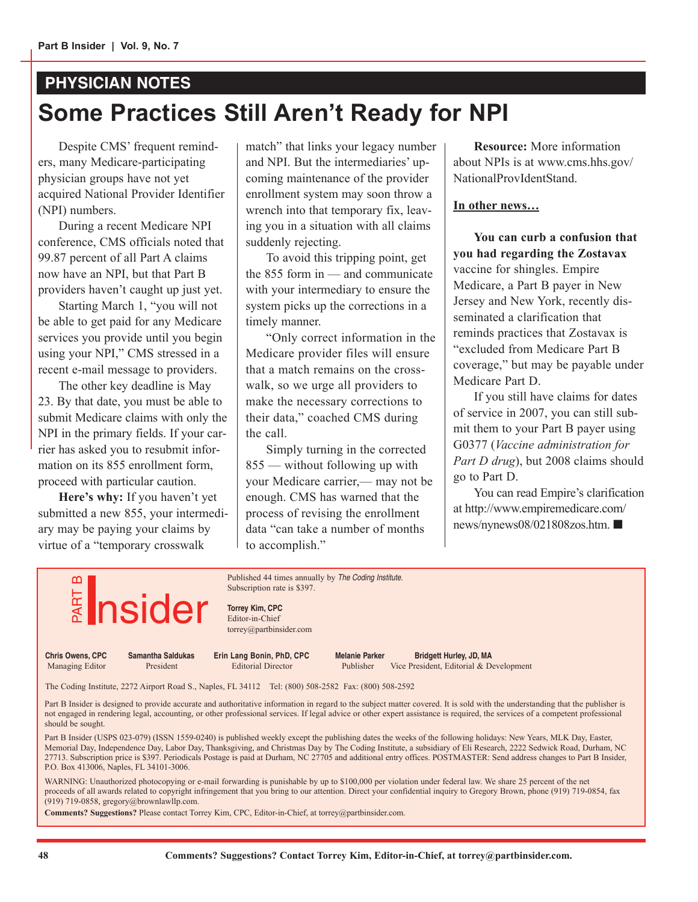## PHYSICIAN NOTES

# Some Practices Still Aren't Ready for NPI

Despite CMS' frequent reminders, many Medicare-participating physician groups have not yet acquired National Provider Identifier (NPI) numbers.

During a recent Medicare NPI conference, CMS officials noted that 99.87 percent of all Part A claims now have an NPI, but that Part B providers haven't caught up just yet.

Starting March 1, "you will not be able to get paid for any Medicare services you provide until you begin using your NPI," CMS stressed in a recent e-mail message to providers.

The other key deadline is May 23. By that date, you must be able to submit Medicare claims with only the NPI in the primary fields. If your carrier has asked you to resubmit information on its 855 enrollment form, proceed with particular caution.

**Here's why:** If you haven't yet submitted a new 855, your intermediary may be paying your claims by virtue of a "temporary crosswalk match" that links your legacy number and NPI. But the intermediaries' upcoming maintenance of the provider enrollment system may soon throw a wrench into that temporary fix, leaving you in a situation with all claims suddenly rejecting.

To avoid this tripping point, get the 855 form in — and communicate with your intermediary to ensure the system picks up the corrections in a timely manner.

"Only correct information in the Medicare provider files will ensure that a match remains on the crosswalk, so we urge all providers to make the necessary corrections to their data," coached CMS during the call.

Simply turning in the corrected 855 — without following up with your Medicare carrier,— may not be enough. CMS has warned that the process of revising the enrollment data "can take a number of months to accomplish."

**Resource:** More information about NPIs is at www.cms.hhs.gov/NationalProvIdentStand.

**In other news…**

**You can curb a confusion that you had regarding the Zostavax** vaccine for shingles. Empire Medicare, a Part B payer in New Jersey and New York, recently disseminated a clarification that reminds practices that Zostavax is "excluded from Medicare Part B coverage," but may be payable under Medicare Part D.

If you still have claims for dates of service in 2007, you can still submit them to your Part B payer using G0377 (*Vaccine administration for Part D drug*), but 2008 claims should go to Part D.

You can read Empire's clarification at http://www.empiremedicare.com/news/nynews08/021808zos.htm. ■

---

PART B Insider

Published 44 times annually by *The Coding Institute*. Subscription rate is $397.

**Torrey Kim, CPC**
Editor-in-Chief
torrey@partbinsider.com

**Chris Owens, CPC** — Managing Editor
**Samantha Saldukas** — President
**Erin Lang Bonin, PhD, CPC** — Editorial Director
**Melanie Parker** — Publisher
**Bridgett Hurley, JD, MA** — Vice President, Editorial & Development

The Coding Institute, 2272 Airport Road S., Naples, FL 34112 Tel: (800) 508-2582 Fax: (800) 508-2592

Part B Insider is designed to provide accurate and authoritative information in regard to the subject matter covered. It is sold with the understanding that the publisher is not engaged in rendering legal, accounting, or other professional services. If legal advice or other expert assistance is required, the services of a competent professional should be sought.

Part B Insider (USPS 023-079) (ISSN 1559-0240) is published weekly except the publishing dates the weeks of the following holidays: New Years, MLK Day, Easter, Memorial Day, Independence Day, Labor Day, Thanksgiving, and Christmas Day by The Coding Institute, a subsidiary of Eli Research, 2222 Sedwick Road, Durham, NC 27713. Subscription price is $397. Periodicals Postage is paid at Durham, NC 27705 and additional entry offices. POSTMASTER: Send address changes to Part B Insider, P.O. Box 413006, Naples, FL 34101-3006.

WARNING: Unauthorized photocopying or e-mail forwarding is punishable by up to $100,000 per violation under federal law. We share 25 percent of the net proceeds of all awards related to copyright infringement that you bring to our attention. Direct your confidential inquiry to Gregory Brown, phone (919) 719-0854, fax (919) 719-0858, gregory@brownlawllp.com.

**Comments? Suggestions?** Please contact Torrey Kim, CPC, Editor-in-Chief, at torrey@partbinsider.com.